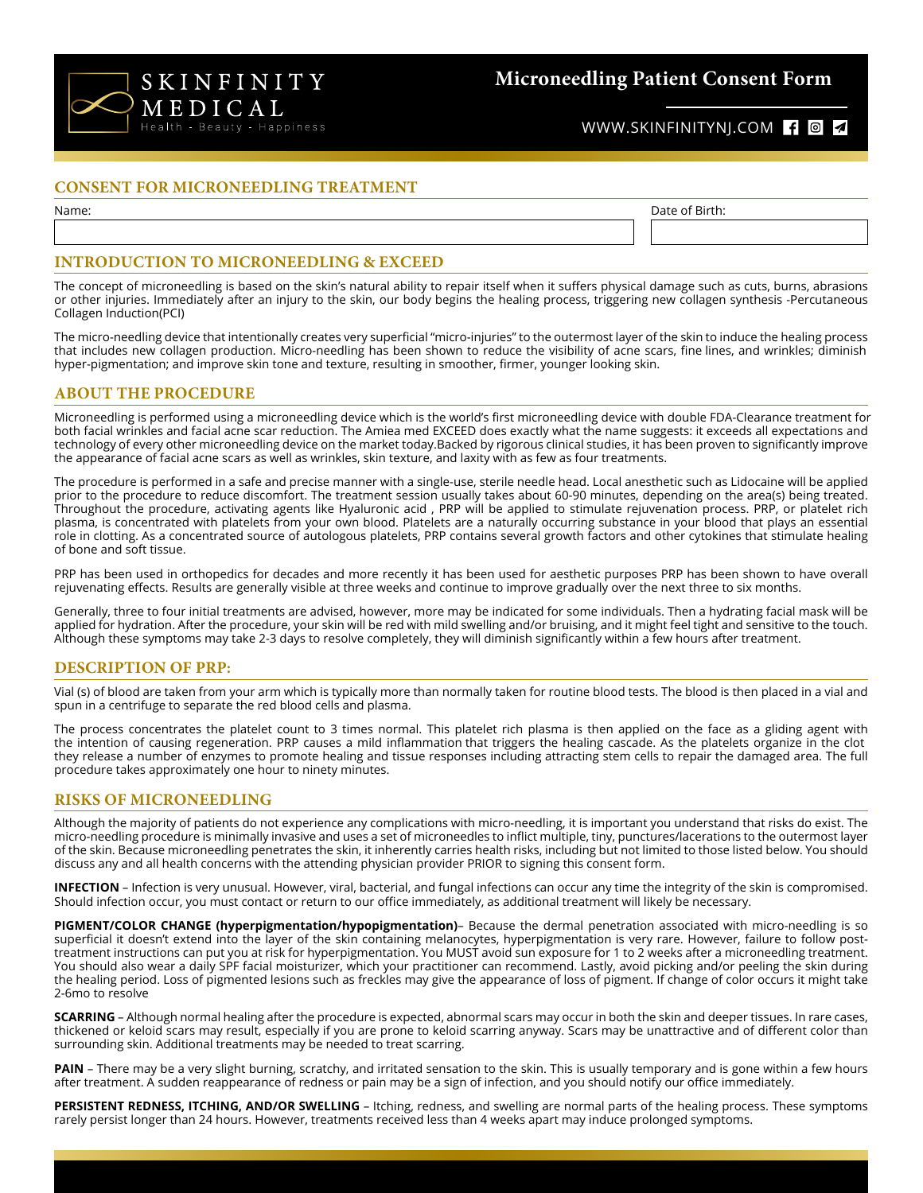SKINFINITY MEDICAL
Health - Beauty - Happiness

# Microneedling Patient Consent Form

WWW.SKINFINITYNJ.COM

## CONSENT FOR MICRONEEDLING TREATMENT

| Name: | Date of Birth: |
| --- | --- |
| | |

## INTRODUCTION TO MICRONEEDLING & EXCEED

The concept of microneedling is based on the skin's natural ability to repair itself when it suffers physical damage such as cuts, burns, abrasions or other injuries. Immediately after an injury to the skin, our body begins the healing process, triggering new collagen synthesis -Percutaneous Collagen Induction(PCI)

The micro-needling device that intentionally creates very superficial "micro-injuries" to the outermost layer of the skin to induce the healing process that includes new collagen production. Micro-needling has been shown to reduce the visibility of acne scars, fine lines, and wrinkles; diminish hyper-pigmentation; and improve skin tone and texture, resulting in smoother, firmer, younger looking skin.

## ABOUT THE PROCEDURE

Microneedling is performed using a microneedling device which is the world's first microneedling device with double FDA-Clearance treatment for both facial wrinkles and facial acne scar reduction. The Amiea med EXCEED does exactly what the name suggests: it exceeds all expectations and technology of every other microneedling device on the market today.Backed by rigorous clinical studies, it has been proven to significantly improve the appearance of facial acne scars as well as wrinkles, skin texture, and laxity with as few as four treatments.

The procedure is performed in a safe and precise manner with a single-use, sterile needle head. Local anesthetic such as Lidocaine will be applied prior to the procedure to reduce discomfort. The treatment session usually takes about 60-90 minutes, depending on the area(s) being treated. Throughout the procedure, activating agents like Hyaluronic acid , PRP will be applied to stimulate rejuvenation process. PRP, or platelet rich plasma, is concentrated with platelets from your own blood. Platelets are a naturally occurring substance in your blood that plays an essential role in clotting. As a concentrated source of autologous platelets, PRP contains several growth factors and other cytokines that stimulate healing of bone and soft tissue.

PRP has been used in orthopedics for decades and more recently it has been used for aesthetic purposes PRP has been shown to have overall rejuvenating effects. Results are generally visible at three weeks and continue to improve gradually over the next three to six months.

Generally, three to four initial treatments are advised, however, more may be indicated for some individuals. Then a hydrating facial mask will be applied for hydration. After the procedure, your skin will be red with mild swelling and/or bruising, and it might feel tight and sensitive to the touch. Although these symptoms may take 2-3 days to resolve completely, they will diminish significantly within a few hours after treatment.

## DESCRIPTION OF PRP:

Vial (s) of blood are taken from your arm which is typically more than normally taken for routine blood tests. The blood is then placed in a vial and spun in a centrifuge to separate the red blood cells and plasma.

The process concentrates the platelet count to 3 times normal. This platelet rich plasma is then applied on the face as a gliding agent with the intention of causing regeneration. PRP causes a mild inflammation that triggers the healing cascade. As the platelets organize in the clot they release a number of enzymes to promote healing and tissue responses including attracting stem cells to repair the damaged area. The full procedure takes approximately one hour to ninety minutes.

## RISKS OF MICRONEEDLING

Although the majority of patients do not experience any complications with micro-needling, it is important you understand that risks do exist. The micro-needling procedure is minimally invasive and uses a set of microneedles to inflict multiple, tiny, punctures/lacerations to the outermost layer of the skin. Because microneedling penetrates the skin, it inherently carries health risks, including but not limited to those listed below. You should discuss any and all health concerns with the attending physician provider PRIOR to signing this consent form.

**INFECTION** – Infection is very unusual. However, viral, bacterial, and fungal infections can occur any time the integrity of the skin is compromised. Should infection occur, you must contact or return to our office immediately, as additional treatment will likely be necessary.

**PIGMENT/COLOR CHANGE (hyperpigmentation/hypopigmentation)**– Because the dermal penetration associated with micro-needling is so superficial it doesn't extend into the layer of the skin containing melanocytes, hyperpigmentation is very rare. However, failure to follow post-treatment instructions can put you at risk for hyperpigmentation. You MUST avoid sun exposure for 1 to 2 weeks after a microneedling treatment. You should also wear a daily SPF facial moisturizer, which your practitioner can recommend. Lastly, avoid picking and/or peeling the skin during the healing period. Loss of pigmented lesions such as freckles may give the appearance of loss of pigment. If change of color occurs it might take 2-6mo to resolve

**SCARRING** – Although normal healing after the procedure is expected, abnormal scars may occur in both the skin and deeper tissues. In rare cases, thickened or keloid scars may result, especially if you are prone to keloid scarring anyway. Scars may be unattractive and of different color than surrounding skin. Additional treatments may be needed to treat scarring.

**PAIN** – There may be a very slight burning, scratchy, and irritated sensation to the skin. This is usually temporary and is gone within a few hours after treatment. A sudden reappearance of redness or pain may be a sign of infection, and you should notify our office immediately.

**PERSISTENT REDNESS, ITCHING, AND/OR SWELLING** – Itching, redness, and swelling are normal parts of the healing process. These symptoms rarely persist longer than 24 hours. However, treatments received less than 4 weeks apart may induce prolonged symptoms.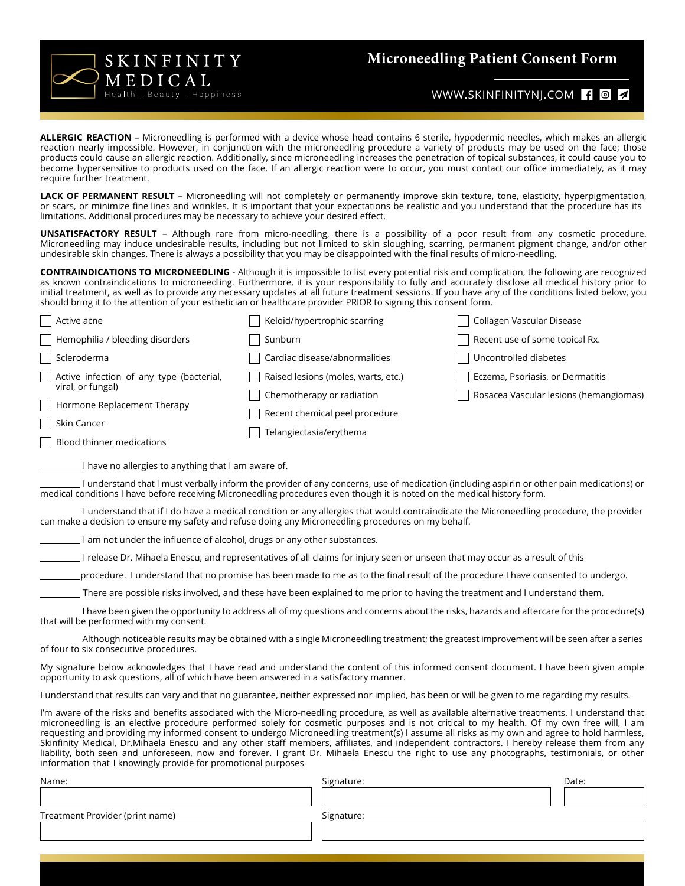# SKINFINITY MEDICAL

Health - Beauty - Happiness

## Microneedling Patient Consent Form

WWW.SKINFINITYNJ.COM

**ALLERGIC REACTION** – Microneedling is performed with a device whose head contains 6 sterile, hypodermic needles, which makes an allergic reaction nearly impossible. However, in conjunction with the microneedling procedure a variety of products may be used on the face; those products could cause an allergic reaction. Additionally, since microneedling increases the penetration of topical substances, it could cause you to become hypersensitive to products used on the face. If an allergic reaction were to occur, you must contact our office immediately, as it may require further treatment.

**LACK OF PERMANENT RESULT** – Microneedling will not completely or permanently improve skin texture, tone, elasticity, hyperpigmentation, or scars, or minimize fine lines and wrinkles. It is important that your expectations be realistic and you understand that the procedure has its limitations. Additional procedures may be necessary to achieve your desired effect.

**UNSATISFACTORY RESULT** – Although rare from micro-needling, there is a possibility of a poor result from any cosmetic procedure. Microneedling may induce undesirable results, including but not limited to skin sloughing, scarring, permanent pigment change, and/or other undesirable skin changes. There is always a possibility that you may be disappointed with the final results of micro-needling.

**CONTRAINDICATIONS TO MICRONEEDLING** - Although it is impossible to list every potential risk and complication, the following are recognized as known contraindications to microneedling. Furthermore, it is your responsibility to fully and accurately disclose all medical history prior to initial treatment, as well as to provide any necessary updates at all future treatment sessions. If you have any of the conditions listed below, you should bring it to the attention of your esthetician or healthcare provider PRIOR to signing this consent form.

- ☐ Active acne
- ☐ Hemophilia / bleeding disorders
- ☐ Scleroderma
- ☐ Active infection of any type (bacterial, viral, or fungal)
- ☐ Hormone Replacement Therapy
- ☐ Skin Cancer
- ☐ Blood thinner medications
- ☐ Keloid/hypertrophic scarring
- ☐ Sunburn
- ☐ Cardiac disease/abnormalities
- ☐ Raised lesions (moles, warts, etc.)
- ☐ Chemotherapy or radiation
- ☐ Recent chemical peel procedure
- ☐ Telangiectasia/erythema
- ☐ Collagen Vascular Disease
- ☐ Recent use of some topical Rx.
- ☐ Uncontrolled diabetes
- ☐ Eczema, Psoriasis, or Dermatitis
- ☐ Rosacea Vascular lesions (hemangiomas)

_________ I have no allergies to anything that I am aware of.

_________ I understand that I must verbally inform the provider of any concerns, use of medication (including aspirin or other pain medications) or medical conditions I have before receiving Microneedling procedures even though it is noted on the medical history form.

_________ I understand that if I do have a medical condition or any allergies that would contraindicate the Microneedling procedure, the provider can make a decision to ensure my safety and refuse doing any Microneedling procedures on my behalf.

_________ I am not under the influence of alcohol, drugs or any other substances.

_________ I release Dr. Mihaela Enescu, and representatives of all claims for injury seen or unseen that may occur as a result of this

_________procedure. I understand that no promise has been made to me as to the final result of the procedure I have consented to undergo.

_________ There are possible risks involved, and these have been explained to me prior to having the treatment and I understand them.

_________ I have been given the opportunity to address all of my questions and concerns about the risks, hazards and aftercare for the procedure(s) that will be performed with my consent.

_________ Although noticeable results may be obtained with a single Microneedling treatment; the greatest improvement will be seen after a series of four to six consecutive procedures.

My signature below acknowledges that I have read and understand the content of this informed consent document. I have been given ample opportunity to ask questions, all of which have been answered in a satisfactory manner.

I understand that results can vary and that no guarantee, neither expressed nor implied, has been or will be given to me regarding my results.

I'm aware of the risks and benefits associated with the Micro-needling procedure, as well as available alternative treatments. I understand that microneedling is an elective procedure performed solely for cosmetic purposes and is not critical to my health. Of my own free will, I am requesting and providing my informed consent to undergo Microneedling treatment(s) I assume all risks as my own and agree to hold harmless, Skinfinity Medical, Dr.Mihaela Enescu and any other staff members, affiliates, and independent contractors. I hereby release them from any liability, both seen and unforeseen, now and forever. I grant Dr. Mihaela Enescu the right to use any photographs, testimonials, or other information that I knowingly provide for promotional purposes

Name: ______________________ Signature: ______________________ Date: __________

Treatment Provider (print name): ______________________ Signature: ______________________